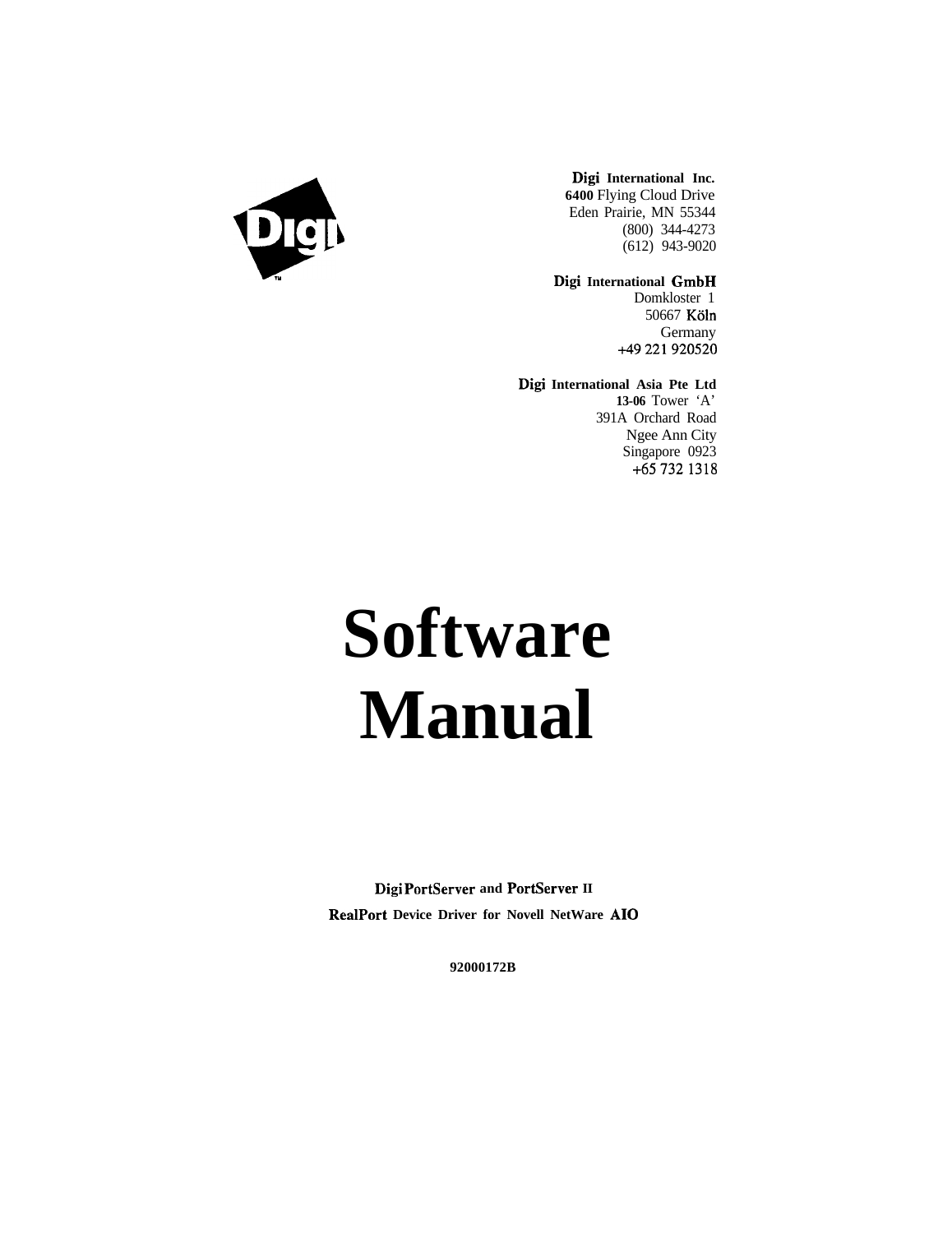**Digi International Inc.**
**6400** Flying Cloud Drive
Eden Prairie, MN 55344
(800) 344-4273
(612) 943-9020

**Digi International GmbH**
Domkloster 1
50667 Köln
Germany
+49 221 920520

**Digi International Asia Pte Ltd**
**13-06** Tower 'A'
391A Orchard Road
Ngee Ann City
Singapore 0923
+65 732 1318

# Software Manual

**DigiPortServer and PortServer II**

**RealPort Device Driver for Novell NetWare AIO**

**92000172B**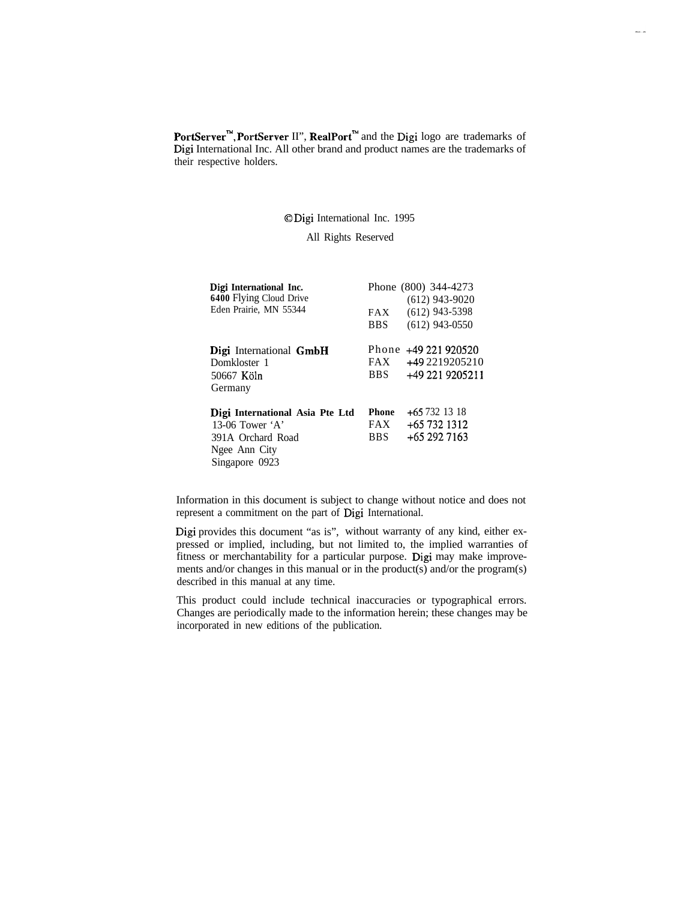PortServer™, PortServer II”, RealPort™ and the Digi logo are trademarks of Digi International Inc. All other brand and product names are the trademarks of their respective holders.

© Digi International Inc. 1995

All Rights Reserved

| | |
|---|---|
| **Digi International Inc.**<br>**6400** Flying Cloud Drive<br>Eden Prairie, MN 55344 | Phone (800) 344-4273<br>(612) 943-9020<br>FAX (612) 943-5398<br>BBS (612) 943-0550 |
| Digi International GmbH<br>Domkloster 1<br>50667 Köln<br>Germany | Phone +49 221 920520<br>FAX +49 2219205210<br>BBS +49 221 9205211 |
| **Digi International Asia Pte Ltd**<br>13-06 Tower ‘A’<br>391A Orchard Road<br>Ngee Ann City<br>Singapore 0923 | **Phone** +65 732 13 18<br>FAX +65 732 1312<br>BBS +65 292 7163 |

Information in this document is subject to change without notice and does not represent a commitment on the part of Digi International.

Digi provides this document “as is”, without warranty of any kind, either expressed or implied, including, but not limited to, the implied warranties of fitness or merchantability for a particular purpose. Digi may make improvements and/or changes in this manual or in the product(s) and/or the program(s) described in this manual at any time.

This product could include technical inaccuracies or typographical errors. Changes are periodically made to the information herein; these changes may be incorporated in new editions of the publication.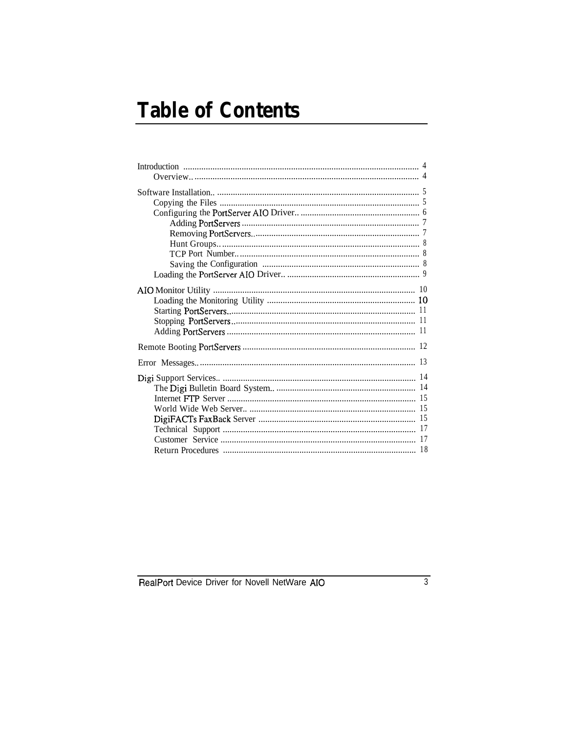# Table of Contents

Introduction ........................................................................................................ 4
- Overview.. .................................................................................................. 4

Software Installation.. ......................................................................................... 5
- Copying the Files ........................................................................................ 5
- Configuring the PortServer AIO Driver.. ..................................................... 6
  - Adding PortServers .............................................................................. 7
  - Removing PortServers.. ........................................................................ 7
  - Hunt Groups.. ....................................................................................... 8
  - TCP Port Number.. ............................................................................... 8
  - Saving the Configuration ..................................................................... 8
- Loading the PortServer AIO Driver.. .......................................................... 9

AIO Monitor Utility ......................................................................................... 10
- Loading the Monitoring Utility ................................................................. 10
- Starting PortServers.. ................................................................................ 11
- Stopping PortServers.. ............................................................................... 11
- Adding PortServers ................................................................................... 11

Remote Booting PortServers ............................................................................ 12

Error Messages.. ............................................................................................... 13

Digi Support Services.. ..................................................................................... 14
- The Digi Bulletin Board System.. ............................................................. 14
- Internet FTP Server ................................................................................... 15
- World Wide Web Server.. .......................................................................... 15
- DigiFACTs FaxBack Server ...................................................................... 15
- Technical Support ...................................................................................... 17
- Customer Service ...................................................................................... 17
- Return Procedures ..................................................................................... 18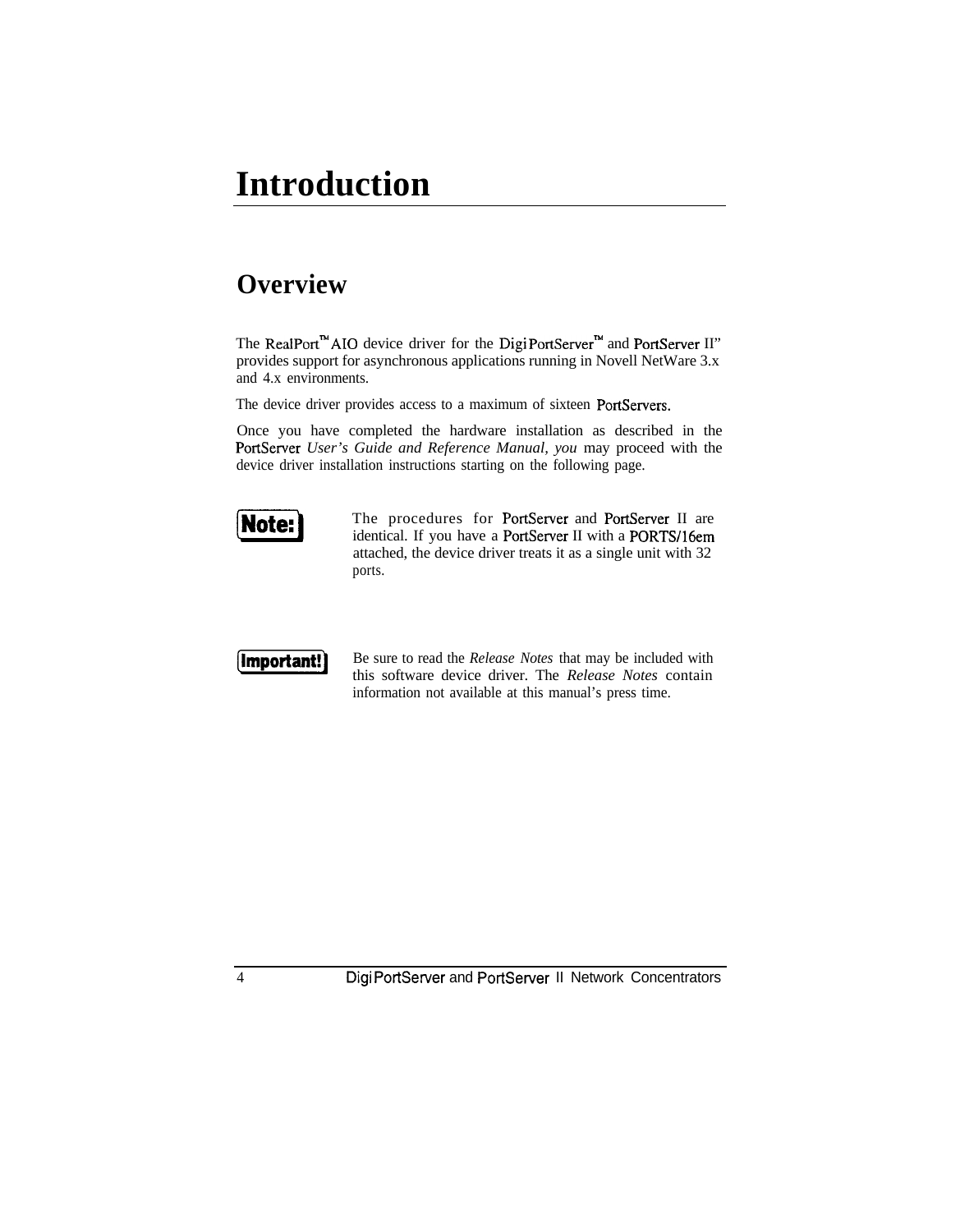# Introduction

## Overview

The RealPort™ AIO device driver for the Digi PortServer™ and PortServer II" provides support for asynchronous applications running in Novell NetWare 3.x and 4.x environments.

The device driver provides access to a maximum of sixteen PortServers.

Once you have completed the hardware installation as described in the PortServer *User's Guide and Reference Manual, you* may proceed with the device driver installation instructions starting on the following page.

**Note:** The procedures for PortServer and PortServer II are identical. If you have a PortServer II with a PORTS/16em attached, the device driver treats it as a single unit with 32 ports.

**Important!** Be sure to read the *Release Notes* that may be included with this software device driver. The *Release Notes* contain information not available at this manual's press time.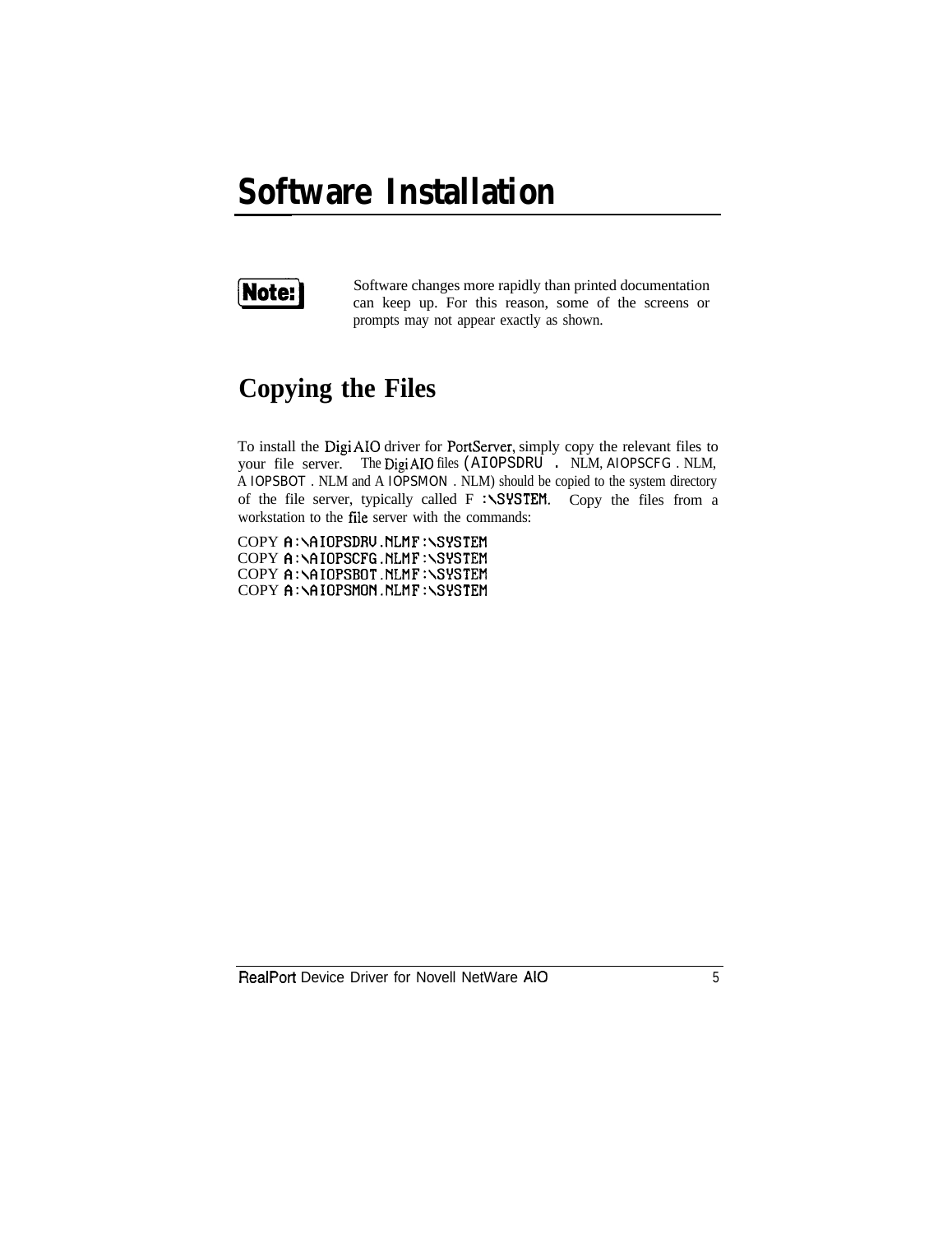# Software Installation

**Note:** Software changes more rapidly than printed documentation can keep up. For this reason, some of the screens or prompts may not appear exactly as shown.

## Copying the Files

To install the Digi AIO driver for PortServer, simply copy the relevant files to your file server. The Digi AIO files (AIOPSDRU.NLM, AIOPSCFG.NLM, AIOPSBOT.NLM and AIOPSMON.NLM) should be copied to the system directory of the file server, typically called F:\SYSTEM. Copy the files from a workstation to the file server with the commands:

```
COPY A:\AIOPSDRV.NLM F:\SYSTEM
COPY A:\AIOPSCFG.NLM F:\SYSTEM
COPY A:\AIOPSBOT.NLM F:\SYSTEM
COPY A:\AIOPSMON.NLM F:\SYSTEM
```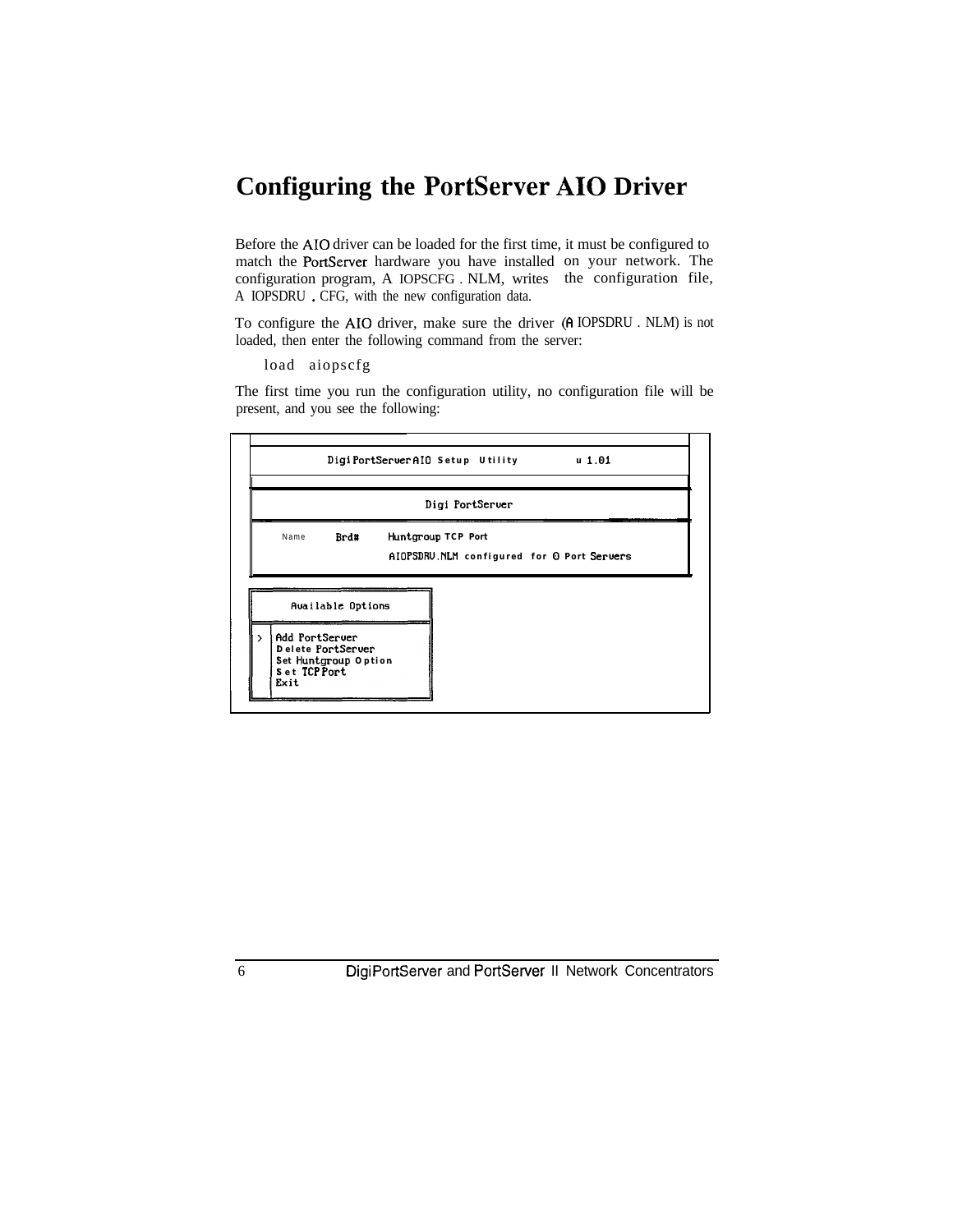# Configuring the PortServer AIO Driver

Before the AIO driver can be loaded for the first time, it must be configured to match the PortServer hardware you have installed on your network. The configuration program, AIOPSCFG.NLM, writes the configuration file, AIOPSDRU.CFG, with the new configuration data.

To configure the AIO driver, make sure the driver (AIOPSDRU.NLM) is not loaded, then enter the following command from the server:

```
load aiopscfg
```

The first time you run the configuration utility, no configuration file will be present, and you see the following:

```
DigiPortServer AIO Setup Utility          v 1.01

                 Digi PortServer

Name    Brd#    Huntgroup TCP Port
                AIOPSDRV.NLM configured for 0 Port Servers

     Available Options

>  Add PortServer
   Delete PortServer
   Set Huntgroup Option
   Set TCP Port
   Exit
```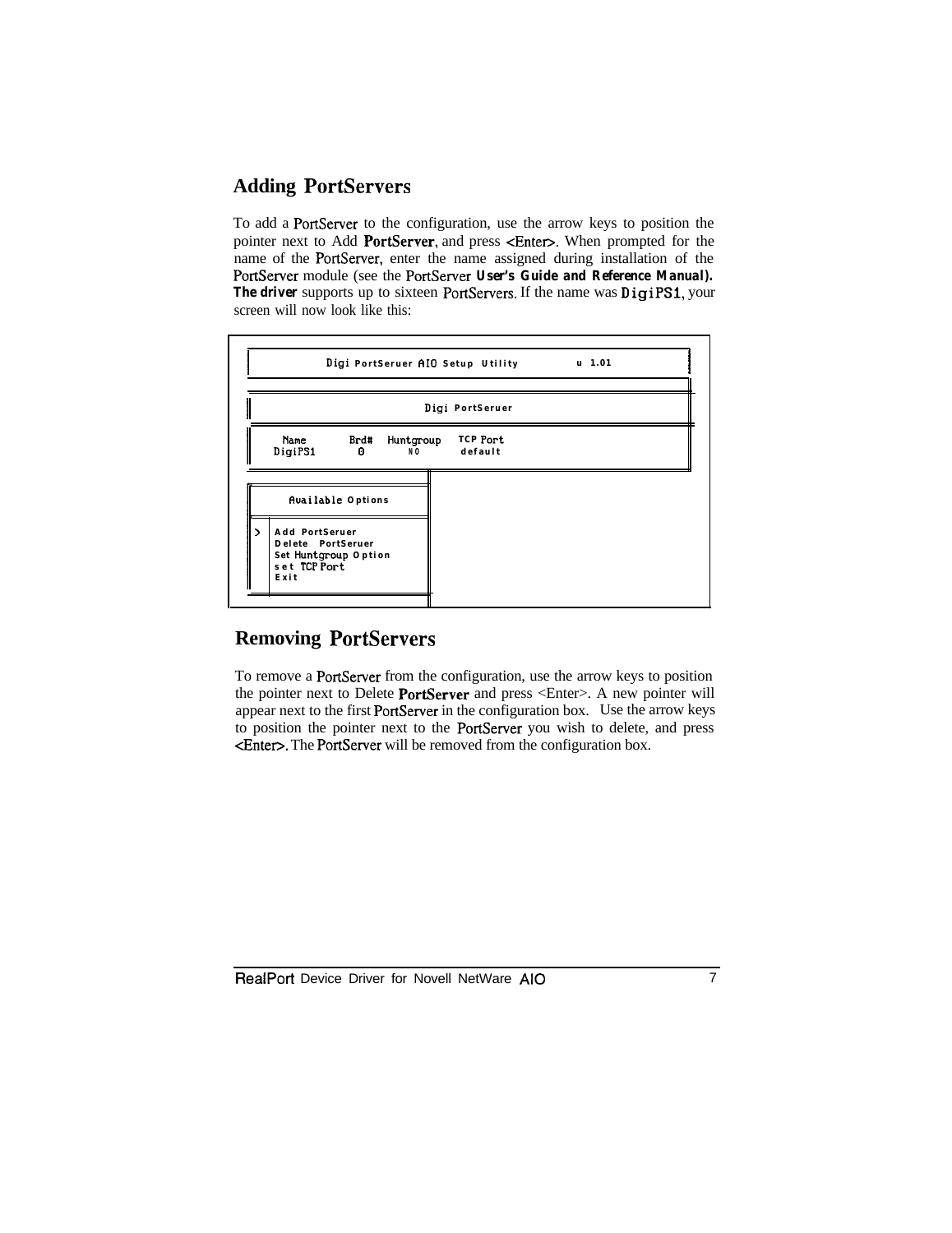## Adding PortServers

To add a PortServer to the configuration, use the arrow keys to position the pointer next to Add PortServer, and press <Enter>. When prompted for the name of the PortServer, enter the name assigned during installation of the PortServer module (see the PortServer **User's Guide and Reference Manual). The driver** supports up to sixteen PortServers. If the name was DigiPS1, your screen will now look like this:

```
Digi PortServer AIO Setup Utility          v 1.01

                 Digi PortServer

  Name      Brd#   Huntgroup   TCP Port
  DigiPS1    0        NO        default

      Available Options

 >  Add PortServer
    Delete  PortServer
    Set Huntgroup Option
    set TCP Port
    Exit
```

## Removing PortServers

To remove a PortServer from the configuration, use the arrow keys to position the pointer next to Delete PortServer and press <Enter>. A new pointer will appear next to the first PortServer in the configuration box. Use the arrow keys to position the pointer next to the PortServer you wish to delete, and press <Enter>. The PortServer will be removed from the configuration box.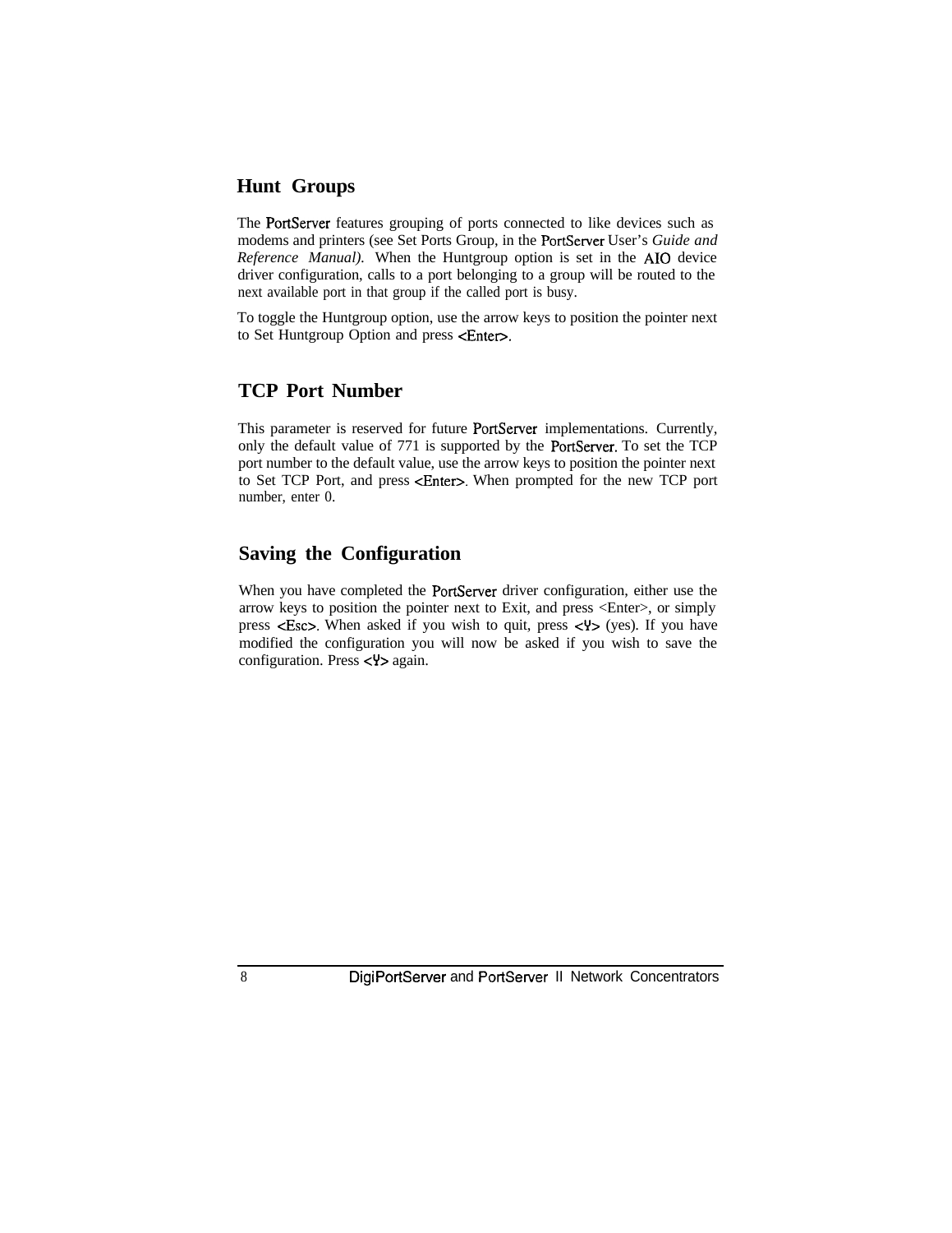## Hunt Groups

The PortServer features grouping of ports connected to like devices such as modems and printers (see Set Ports Group, in the PortServer User's *Guide and Reference Manual).* When the Huntgroup option is set in the AIO device driver configuration, calls to a port belonging to a group will be routed to the next available port in that group if the called port is busy.

To toggle the Huntgroup option, use the arrow keys to position the pointer next to Set Huntgroup Option and press <Enter>.

## TCP Port Number

This parameter is reserved for future PortServer implementations. Currently, only the default value of 771 is supported by the PortServer. To set the TCP port number to the default value, use the arrow keys to position the pointer next to Set TCP Port, and press <Enter>. When prompted for the new TCP port number, enter 0.

## Saving the Configuration

When you have completed the PortServer driver configuration, either use the arrow keys to position the pointer next to Exit, and press <Enter>, or simply press <Esc>. When asked if you wish to quit, press <Y> (yes). If you have modified the configuration you will now be asked if you wish to save the configuration. Press <Y> again.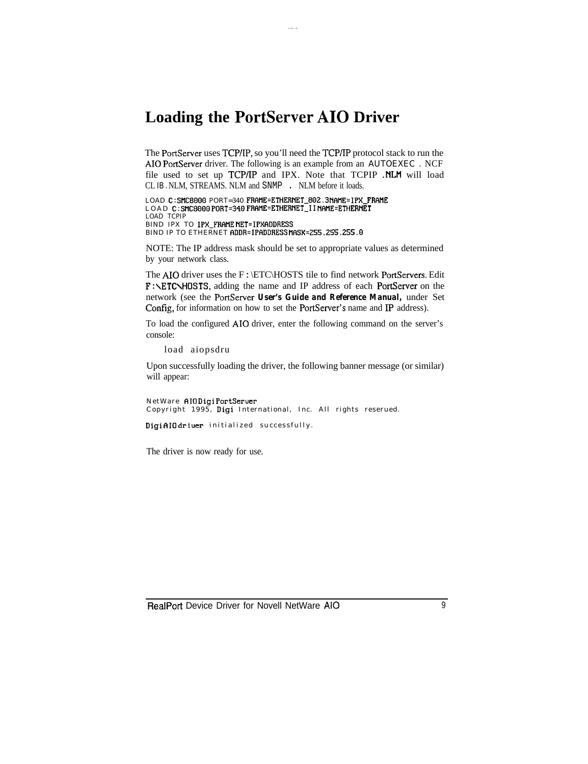# Loading the PortServer AIO Driver

The PortServer uses TCP/IP, so you'll need the TCP/IP protocol stack to run the AIO PortServer driver. The following is an example from an AUTOEXEC . NCF file used to set up TCP/IP and IPX. Note that TCPIP .NLM will load CLIB.NLM, STREAMS.NLM and SNMP.NLM before it loads.

```
LOAD C:SMC8000 PORT=340 FRAME=ETHERNET_802.3NAME=IPX_FRAME
LOAD C:SMC8000 PORT=340 FRAME=ETHERNET_II NAME=ETHERNET
LOAD TCPIP
BIND IPX TO IPX_FRAME NET=IPXADDRESS
BIND IP TO ETHERNET ADDR=IPADDRESS MASK=255.255.255.0
```

NOTE: The IP address mask should be set to appropriate values as determined by your network class.

The AIO driver uses the F:\ETC\HOSTS tile to find network PortServers. Edit F:\ETC\HOSTS, adding the name and IP address of each PortServer on the network (see the PortServer **User's Guide and Reference Manual,** under Set Config, for information on how to set the PortServer's name and IP address).

To load the configured AIO driver, enter the following command on the server's console:

```
load aiopsdru
```

Upon successfully loading the driver, the following banner message (or similar) will appear:

```
NetWare AIO Digi PortServer
Copyright 1995, Digi International, Inc. All rights reserued.

Digi AIO driver initialized successfully.
```

The driver is now ready for use.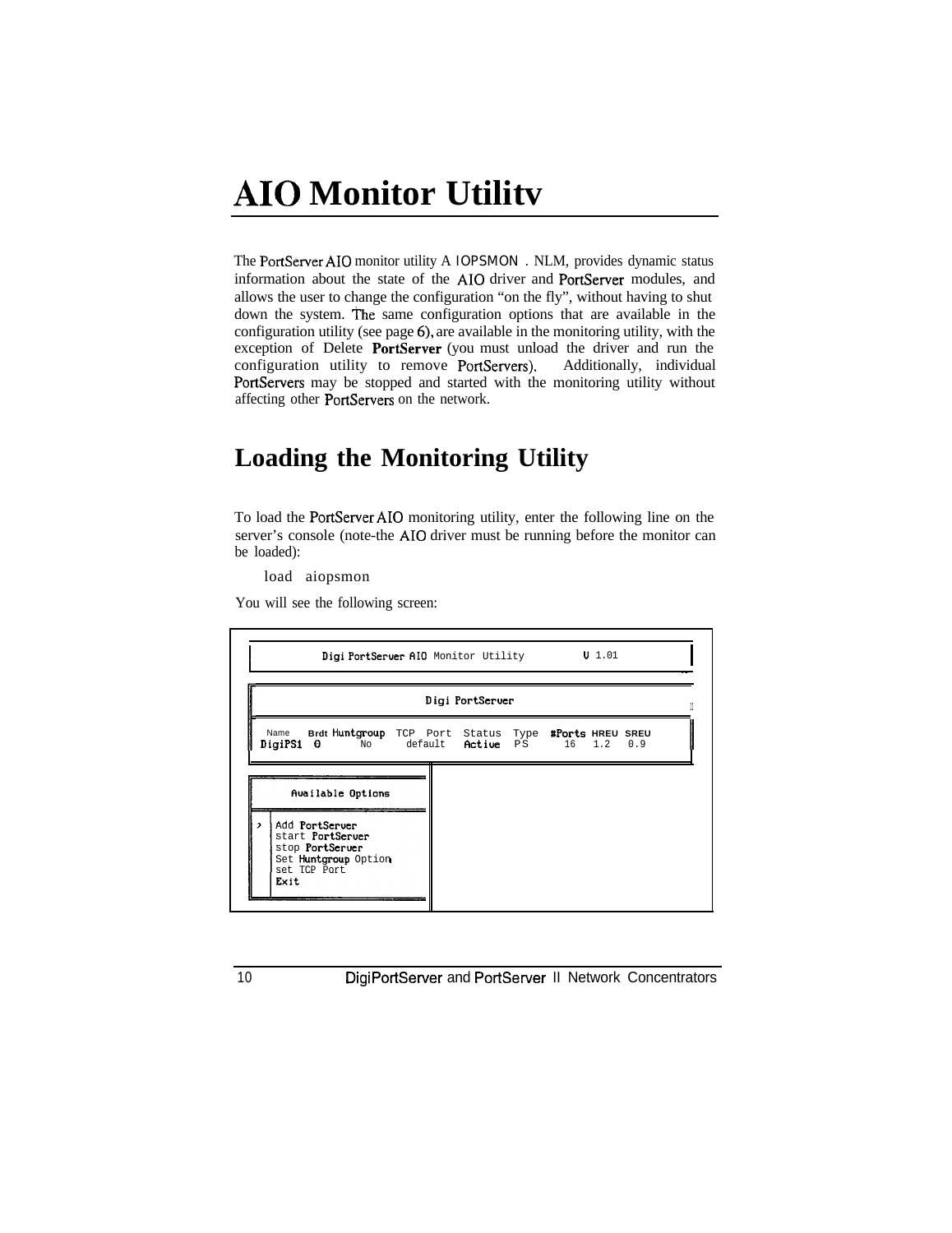# AIO Monitor Utilitv

The PortServer AIO monitor utility A IOPSMON . NLM, provides dynamic status information about the state of the AIO driver and PortServer modules, and allows the user to change the configuration "on the fly", without having to shut down the system. The same configuration options that are available in the configuration utility (see page 6), are available in the monitoring utility, with the exception of Delete **PortServer** (you must unload the driver and run the configuration utility to remove PortServers). Additionally, individual PortServers may be stopped and started with the monitoring utility without affecting other PortServers on the network.

## Loading the Monitoring Utility

To load the PortServer AIO monitoring utility, enter the following line on the server's console (note-the AIO driver must be running before the monitor can be loaded):

```
load aiopsmon
```

You will see the following screen:

```
Digi PortServer AIO Monitor Utility          V 1.01

                    Digi PortServer

Name    Brdt Huntgroup  TCP Port  Status  Type  #Ports HREV SREV
DigiPS1  0      No      default   Active  PS      16   1.2   0.9

      Available Options

>  Add PortServer
   start PortServer
   stop PortServer
   Set Huntgroup Option
   set TCP Port
   Exit
```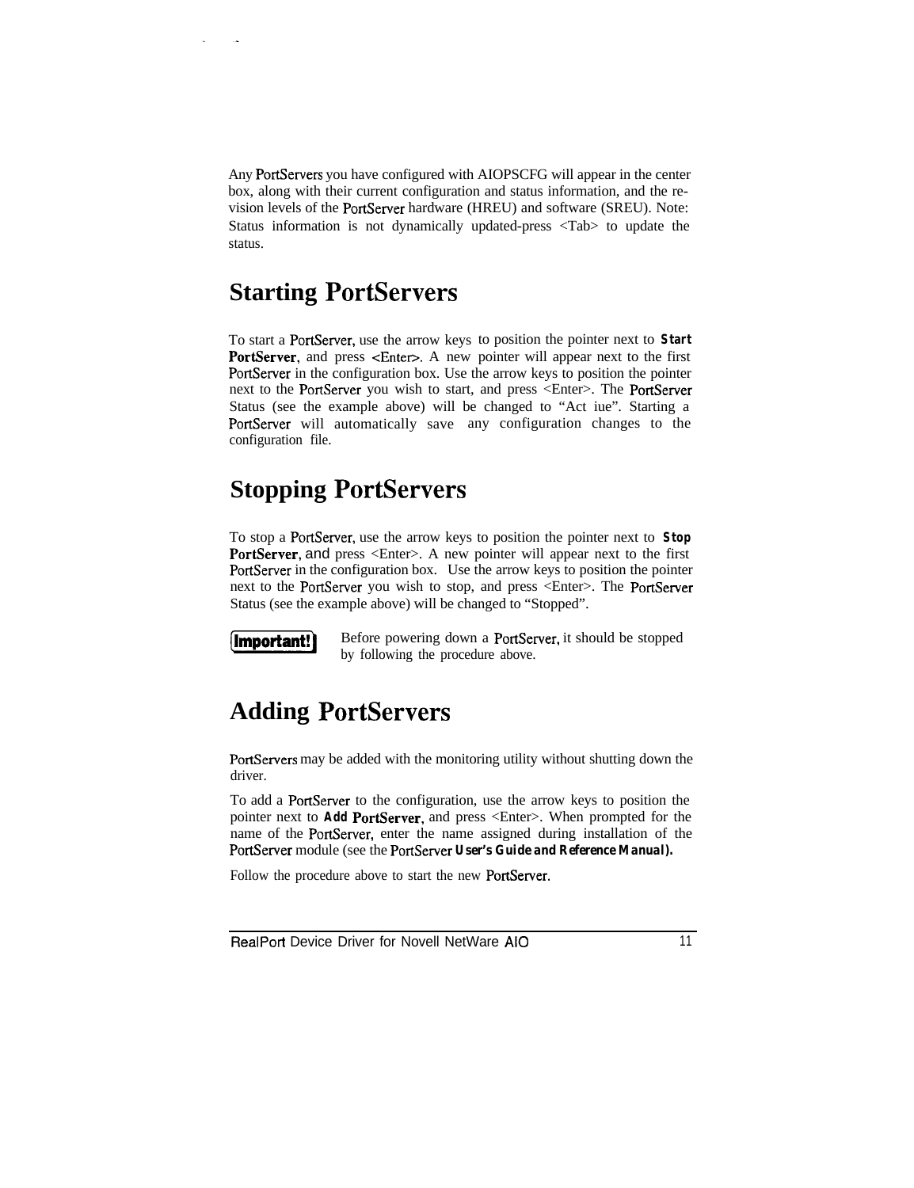Any PortServers you have configured with AIOPSCFG will appear in the center box, along with their current configuration and status information, and the revision levels of the PortServer hardware (HREU) and software (SREU). Note: Status information is not dynamically updated-press <Tab> to update the status.

## Starting PortServers

To start a PortServer, use the arrow keys to position the pointer next to **Start PortServer**, and press <Enter>. A new pointer will appear next to the first PortServer in the configuration box. Use the arrow keys to position the pointer next to the PortServer you wish to start, and press <Enter>. The PortServer Status (see the example above) will be changed to "Act iue". Starting a PortServer will automatically save any configuration changes to the configuration file.

## Stopping PortServers

To stop a PortServer, use the arrow keys to position the pointer next to **Stop PortServer**, and press <Enter>. A new pointer will appear next to the first PortServer in the configuration box. Use the arrow keys to position the pointer next to the PortServer you wish to stop, and press <Enter>. The PortServer Status (see the example above) will be changed to "Stopped".

**Important!** Before powering down a PortServer, it should be stopped by following the procedure above.

## Adding PortServers

PortServers may be added with the monitoring utility without shutting down the driver.

To add a PortServer to the configuration, use the arrow keys to position the pointer next to **Add PortServer**, and press <Enter>. When prompted for the name of the PortServer, enter the name assigned during installation of the PortServer module (see the PortServer **User's Guide and Reference Manual).**

Follow the procedure above to start the new PortServer.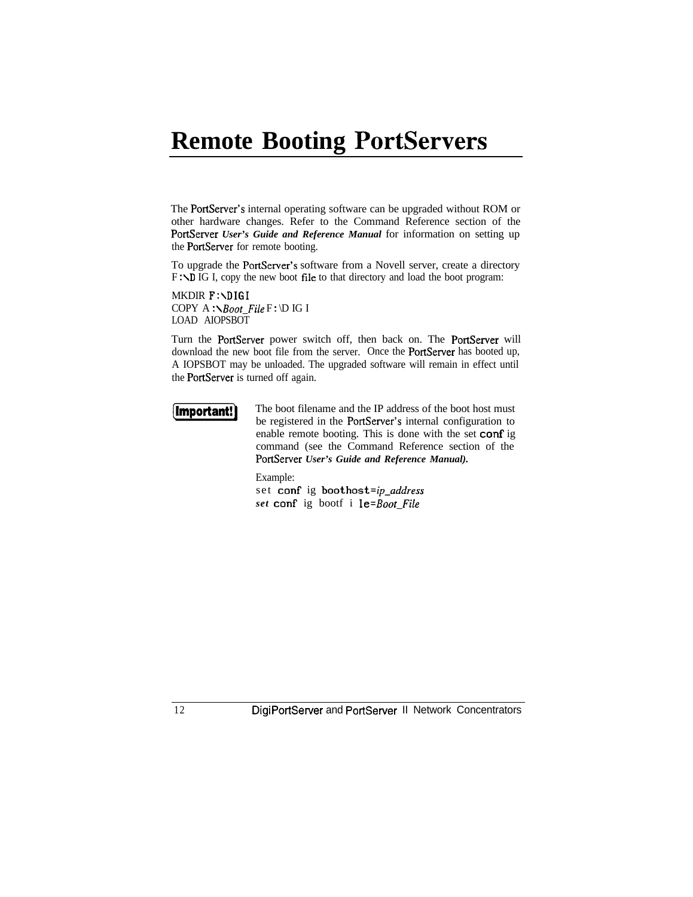# Remote Booting PortServers

The PortServer's internal operating software can be upgraded without ROM or other hardware changes. Refer to the Command Reference section of the PortServer ***User's Guide and Reference Manual*** for information on setting up the PortServer for remote booting.

To upgrade the PortServer's software from a Novell server, create a directory F:\DIGI, copy the new boot file to that directory and load the boot program:

```
MKDIR F:\DIGI
COPY A:\Boot_File F:\DIGI
LOAD AIOPSBOT
```

Turn the PortServer power switch off, then back on. The PortServer will download the new boot file from the server. Once the PortServer has booted up, AIOPSBOT may be unloaded. The upgraded software will remain in effect until the PortServer is turned off again.

**Important!** The boot filename and the IP address of the boot host must be registered in the PortServer's internal configuration to enable remote booting. This is done with the set config command (see the Command Reference section of the PortServer ***User's Guide and Reference Manual).***

Example:

```
set config boothost=ip_address
set config bootfile=Boot_File
```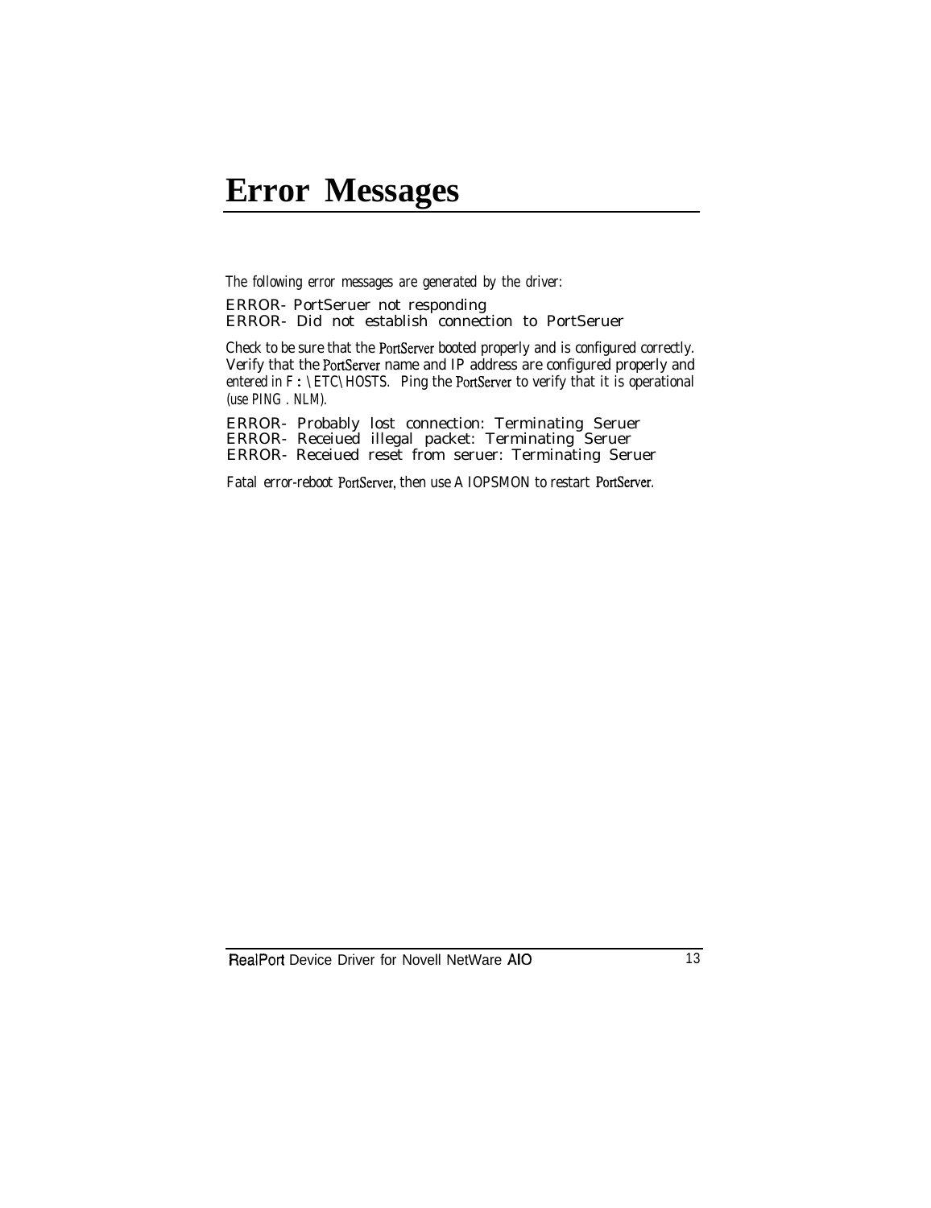# Error Messages

The following error messages are generated by the driver:

ERROR- PortSeruer not responding
ERROR- Did not establish connection to PortSeruer

Check to be sure that the PortServer booted properly and is configured correctly. Verify that the PortServer name and IP address are configured properly and entered in F : \ETC\HOSTS. Ping the PortServer to verify that it is operational (use PING . NLM).

ERROR- Probably lost connection: Terminating Seruer
ERROR- Receiued illegal packet: Terminating Seruer
ERROR- Receiued reset from seruer: Terminating Seruer

Fatal error-reboot PortServer, then use A IOPSMON to restart PortServer.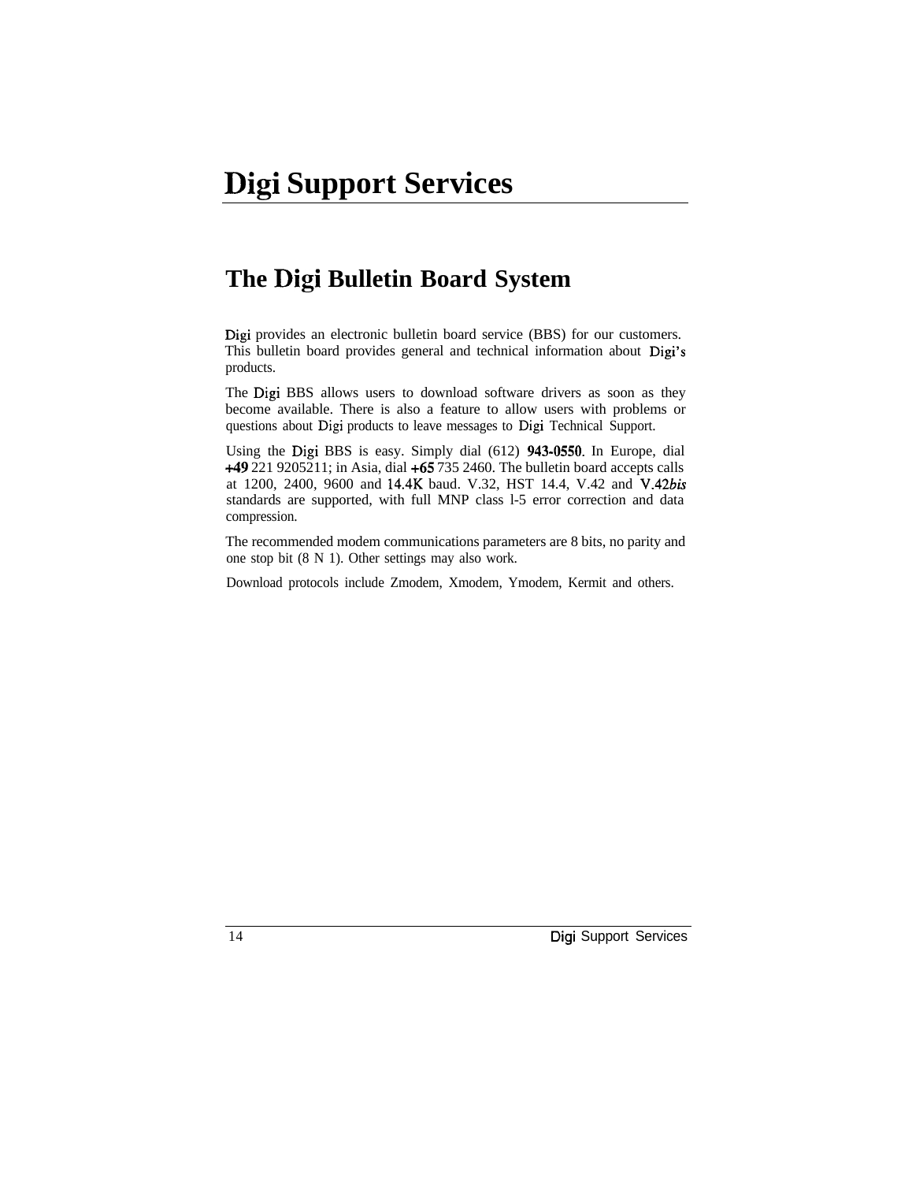# Digi Support Services

## The Digi Bulletin Board System

Digi provides an electronic bulletin board service (BBS) for our customers. This bulletin board provides general and technical information about Digi's products.

The Digi BBS allows users to download software drivers as soon as they become available. There is also a feature to allow users with problems or questions about Digi products to leave messages to Digi Technical Support.

Using the Digi BBS is easy. Simply dial (612) 943-0550. In Europe, dial +49 221 9205211; in Asia, dial +65 735 2460. The bulletin board accepts calls at 1200, 2400, 9600 and 14.4K baud. V.32, HST 14.4, V.42 and V.42*bis* standards are supported, with full MNP class l-5 error correction and data compression.

The recommended modem communications parameters are 8 bits, no parity and one stop bit (8 N 1). Other settings may also work.

Download protocols include Zmodem, Xmodem, Ymodem, Kermit and others.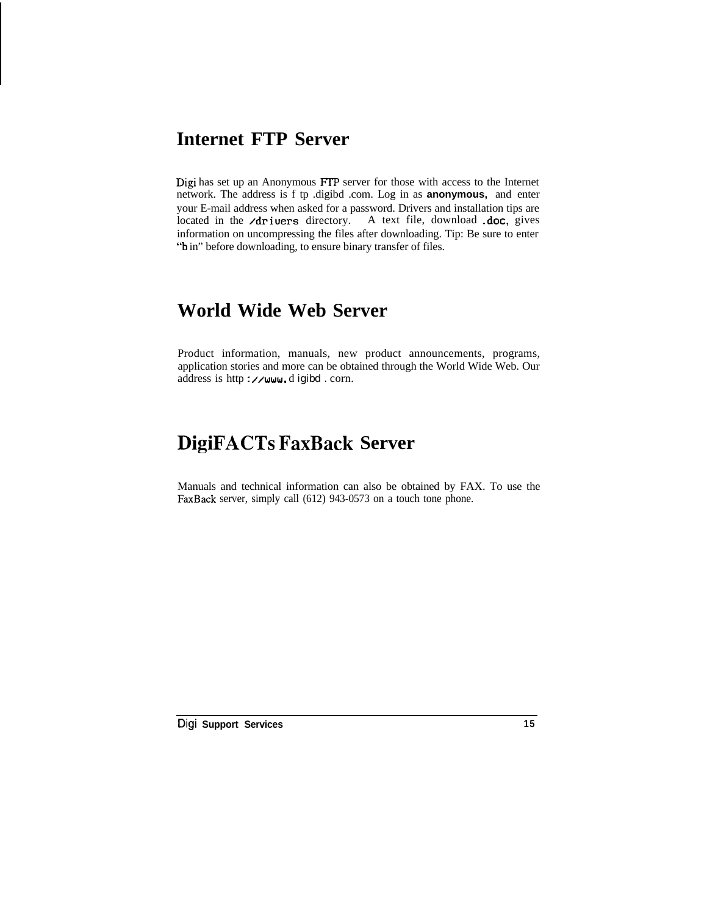## Internet FTP Server

Digi has set up an Anonymous FTP server for those with access to the Internet network. The address is f tp .digibd .com. Log in as **anonymous,** and enter your E-mail address when asked for a password. Drivers and installation tips are located in the /drivers directory. A text file, download .doc, gives information on uncompressing the files after downloading. Tip: Be sure to enter "b in" before downloading, to ensure binary transfer of files.

## World Wide Web Server

Product information, manuals, new product announcements, programs, application stories and more can be obtained through the World Wide Web. Our address is http ://www. d igibd . corn.

## DigiFACTs FaxBack Server

Manuals and technical information can also be obtained by FAX. To use the FaxBack server, simply call (612) 943-0573 on a touch tone phone.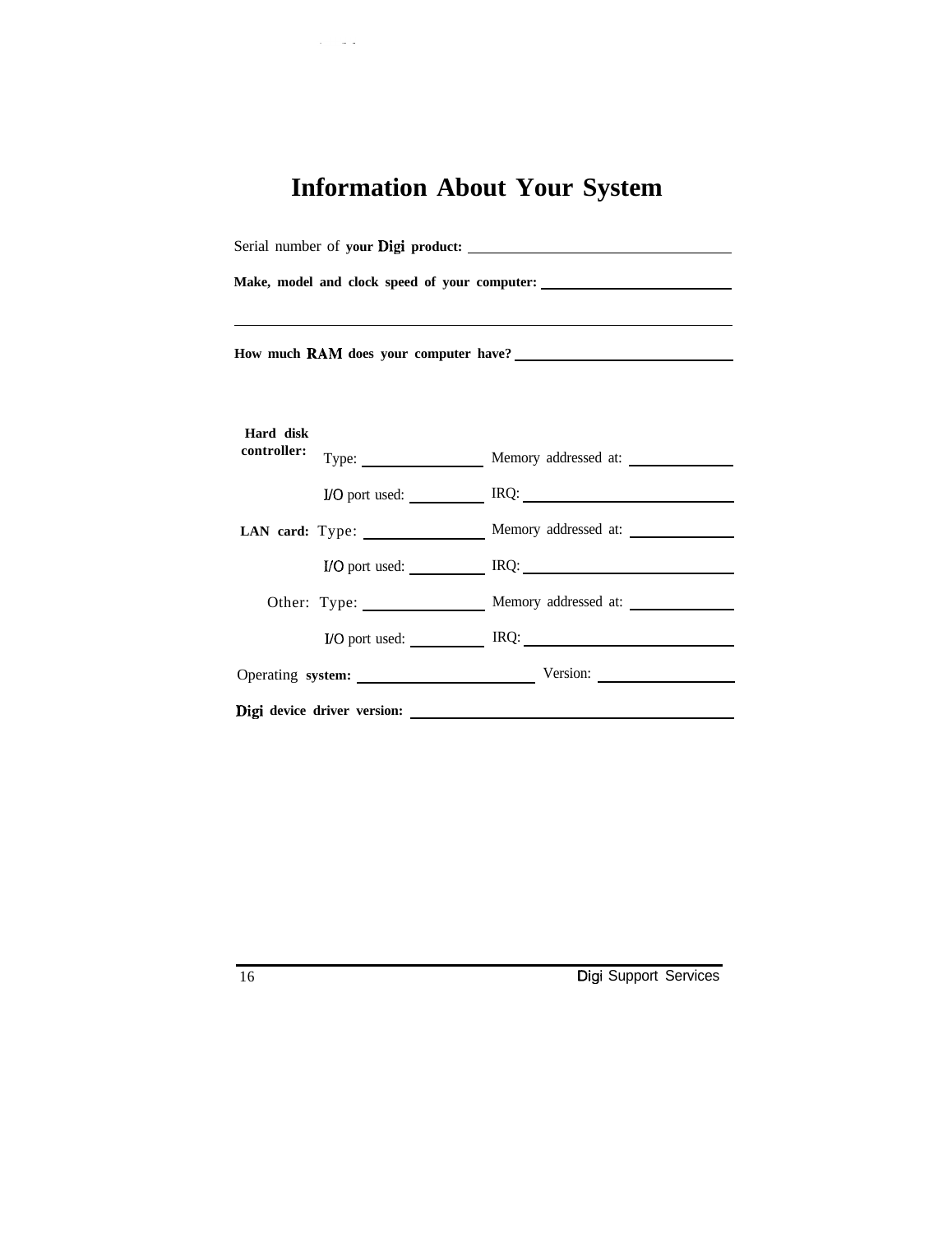# Information About Your System

Serial number of **your Digi product:** \_\_\_\_\_\_\_\_\_\_\_\_\_\_\_\_\_\_\_\_\_\_\_\_\_\_\_\_\_\_\_\_

**Make, model and clock speed of your computer:** \_\_\_\_\_\_\_\_\_\_\_\_\_\_\_\_\_\_\_\_\_\_\_\_\_\_\_\_

\_\_\_\_\_\_\_\_\_\_\_\_\_\_\_\_\_\_\_\_\_\_\_\_\_\_\_\_\_\_\_\_\_\_\_\_\_\_\_\_\_\_\_\_\_\_\_\_\_\_\_\_\_\_\_\_\_\_\_\_

**How much RAM does your computer have?** \_\_\_\_\_\_\_\_\_\_\_\_\_\_\_\_\_\_\_\_\_\_\_\_\_\_\_\_

| | | |
|---|---|---|
| **Hard disk controller:** | Type: \_\_\_\_\_\_\_\_\_\_\_\_\_\_ | Memory addressed at: \_\_\_\_\_\_\_\_\_\_\_\_ |
| | I/O port used: \_\_\_\_\_\_\_\_ | IRQ: \_\_\_\_\_\_\_\_\_\_\_\_\_\_\_\_\_\_\_\_\_\_\_\_ |
| **LAN card:** | Type: \_\_\_\_\_\_\_\_\_\_\_\_\_\_ | Memory addressed at: \_\_\_\_\_\_\_\_\_\_\_\_ |
| | I/O port used: \_\_\_\_\_\_\_\_ | IRQ: \_\_\_\_\_\_\_\_\_\_\_\_\_\_\_\_\_\_\_\_\_\_\_\_ |
| Other: | Type: \_\_\_\_\_\_\_\_\_\_\_\_\_\_ | Memory addressed at: \_\_\_\_\_\_\_\_\_\_\_\_ |
| | I/O port used: \_\_\_\_\_\_\_\_ | IRQ: \_\_\_\_\_\_\_\_\_\_\_\_\_\_\_\_\_\_\_\_\_\_\_\_ |

Operating **system:** \_\_\_\_\_\_\_\_\_\_\_\_\_\_\_\_\_\_\_\_\_\_ Version: \_\_\_\_\_\_\_\_\_\_\_\_\_\_\_\_\_

**Digi device driver version:** \_\_\_\_\_\_\_\_\_\_\_\_\_\_\_\_\_\_\_\_\_\_\_\_\_\_\_\_\_\_\_\_\_\_\_\_\_\_\_\_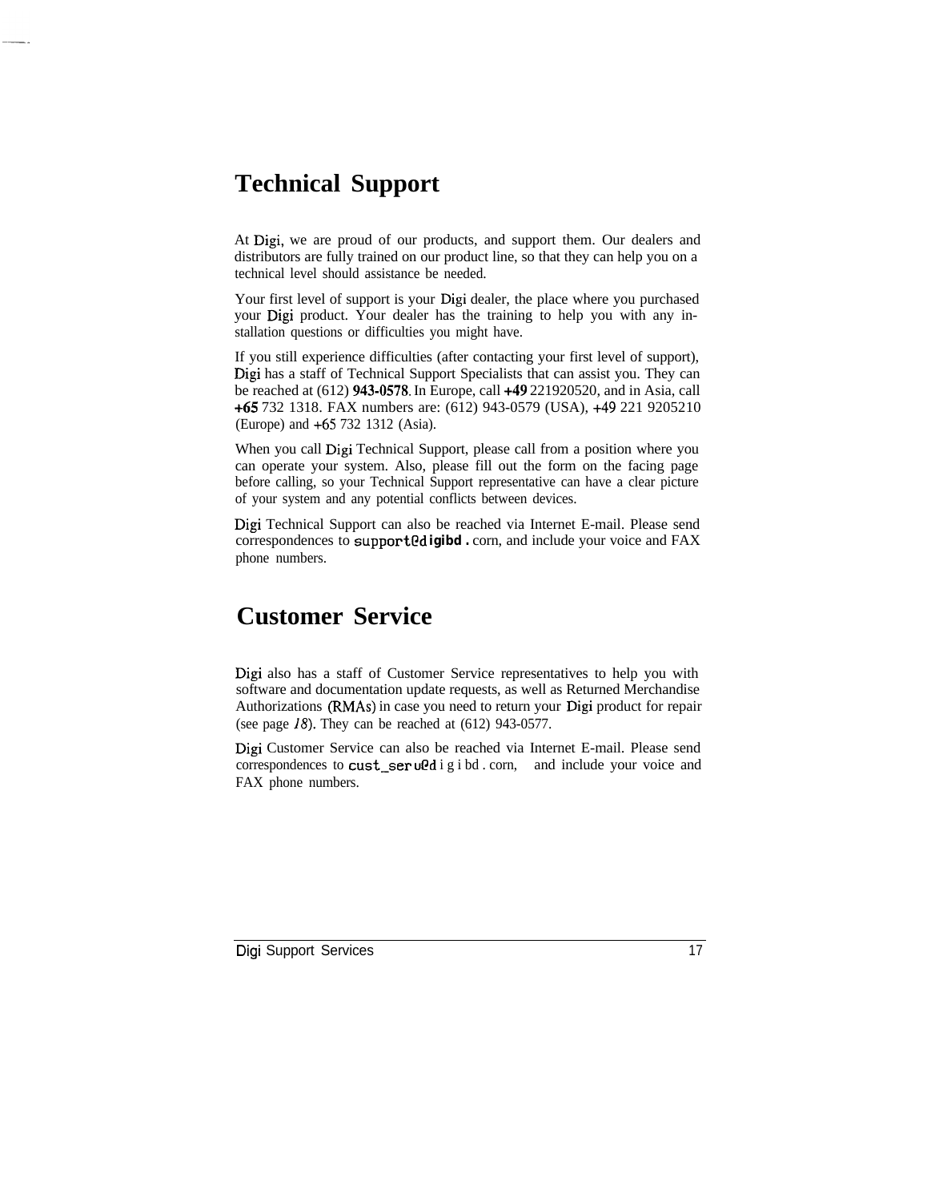## Technical Support

At Digi, we are proud of our products, and support them. Our dealers and distributors are fully trained on our product line, so that they can help you on a technical level should assistance be needed.

Your first level of support is your Digi dealer, the place where you purchased your Digi product. Your dealer has the training to help you with any installation questions or difficulties you might have.

If you still experience difficulties (after contacting your first level of support), Digi has a staff of Technical Support Specialists that can assist you. They can be reached at (612) 943-0578. In Europe, call +49 221920520, and in Asia, call +65 732 1318. FAX numbers are: (612) 943-0579 (USA), +49 221 9205210 (Europe) and +65 732 1312 (Asia).

When you call Digi Technical Support, please call from a position where you can operate your system. Also, please fill out the form on the facing page before calling, so your Technical Support representative can have a clear picture of your system and any potential conflicts between devices.

Digi Technical Support can also be reached via Internet E-mail. Please send correspondences to support@digibd.com, and include your voice and FAX phone numbers.

## Customer Service

Digi also has a staff of Customer Service representatives to help you with software and documentation update requests, as well as Returned Merchandise Authorizations (RMAs) in case you need to return your Digi product for repair (see page *18*). They can be reached at (612) 943-0577.

Digi Customer Service can also be reached via Internet E-mail. Please send correspondences to cust_serv@digibd.com, and include your voice and FAX phone numbers.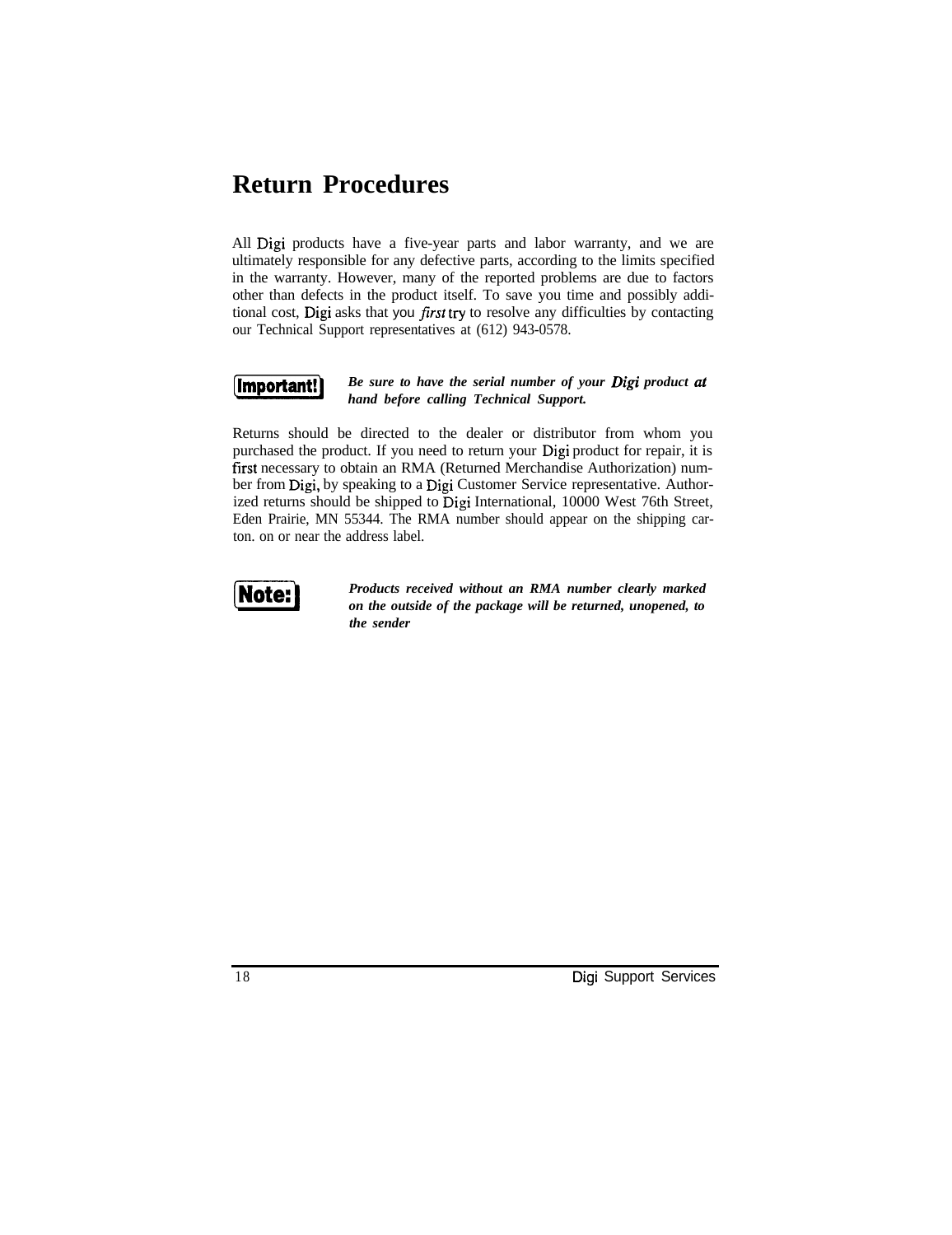# Return Procedures

All Digi products have a five-year parts and labor warranty, and we are ultimately responsible for any defective parts, according to the limits specified in the warranty. However, many of the reported problems are due to factors other than defects in the product itself. To save you time and possibly additional cost, Digi asks that you *first* try to resolve any difficulties by contacting our Technical Support representatives at (612) 943-0578.

**Important!** ***Be sure to have the serial number of your Digi product at hand before calling Technical Support.***

Returns should be directed to the dealer or distributor from whom you purchased the product. If you need to return your Digi product for repair, it is first necessary to obtain an RMA (Returned Merchandise Authorization) number from Digi, by speaking to a Digi Customer Service representative. Authorized returns should be shipped to Digi International, 10000 West 76th Street, Eden Prairie, MN 55344. The RMA number should appear on the shipping carton. on or near the address label.

**Note:** ***Products received without an RMA number clearly marked on the outside of the package will be returned, unopened, to the sender***